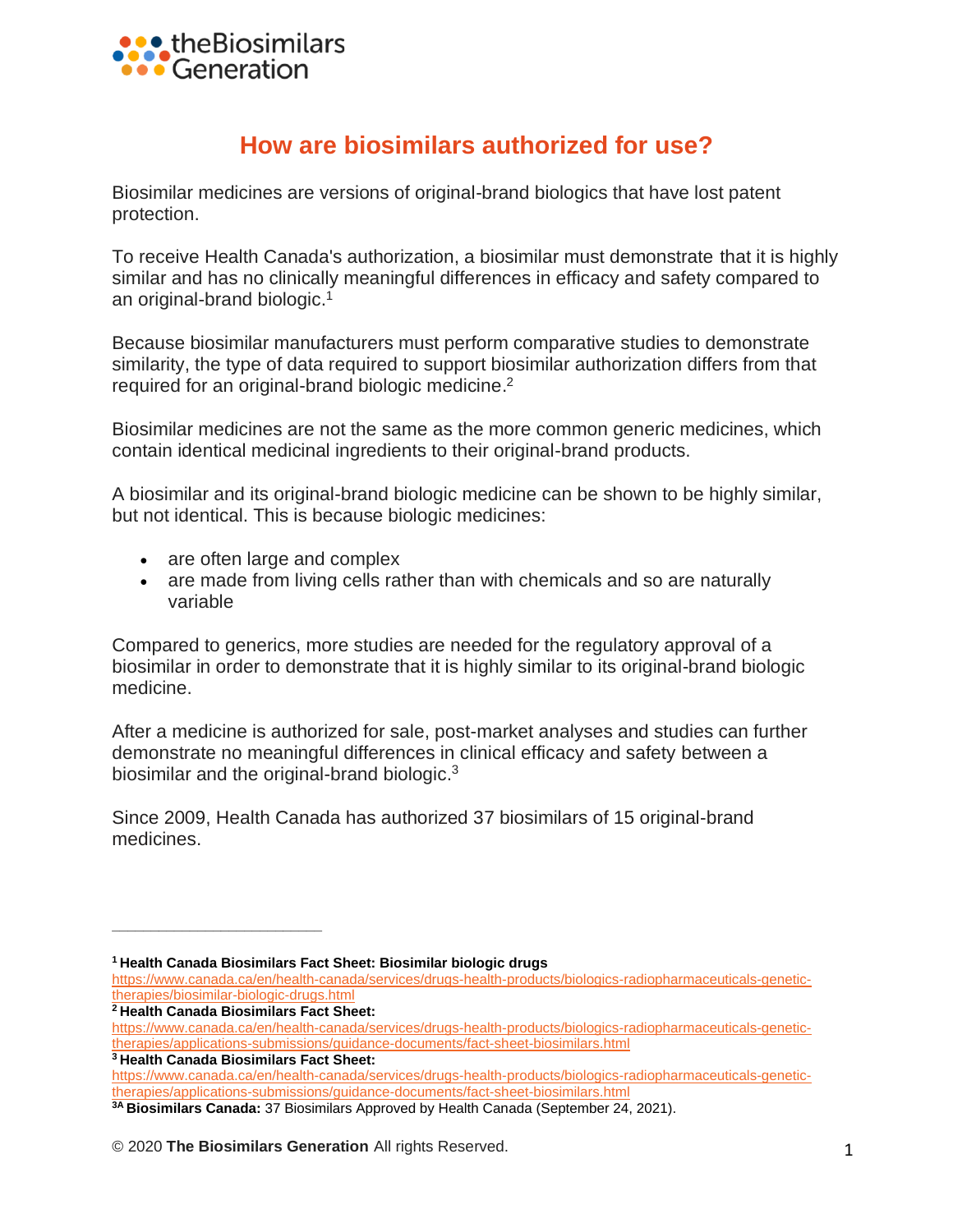theBiosimilars Generation

# How are biosimilars authorized for use?

Biosimilar medicines are versions of original-brand biologics that have lost patent protection.

To receive Health Canada's authorization, a biosimilar must demonstrate that it is highly similar and has no clinically meaningful differences in efficacy and safety compared to an original-brand biologic.[1]

Because biosimilar manufacturers must perform comparative studies to demonstrate similarity, the type of data required to support biosimilar authorization differs from that required for an original-brand biologic medicine.[2]

Biosimilar medicines are not the same as the more common generic medicines, which contain identical medicinal ingredients to their original-brand products.

A biosimilar and its original-brand biologic medicine can be shown to be highly similar, but not identical. This is because biologic medicines:

- are often large and complex
- are made from living cells rather than with chemicals and so are naturally variable

Compared to generics, more studies are needed for the regulatory approval of a biosimilar in order to demonstrate that it is highly similar to its original-brand biologic medicine.

After a medicine is authorized for sale, post-market analyses and studies can further demonstrate no meaningful differences in clinical efficacy and safety between a biosimilar and the original-brand biologic.[3]

Since 2009, Health Canada has authorized 37 biosimilars of 15 original-brand medicines.

---

[1] **Health Canada Biosimilars Fact Sheet: Biosimilar biologic drugs**
https://www.canada.ca/en/health-canada/services/drugs-health-products/biologics-radiopharmaceuticals-genetic-therapies/biosimilar-biologic-drugs.html

[2] **Health Canada Biosimilars Fact Sheet:**
https://www.canada.ca/en/health-canada/services/drugs-health-products/biologics-radiopharmaceuticals-genetic-therapies/applications-submissions/guidance-documents/fact-sheet-biosimilars.html

[3] **Health Canada Biosimilars Fact Sheet:**
https://www.canada.ca/en/health-canada/services/drugs-health-products/biologics-radiopharmaceuticals-genetic-therapies/applications-submissions/guidance-documents/fact-sheet-biosimilars.html

[3A] **Biosimilars Canada:** 37 Biosimilars Approved by Health Canada (September 24, 2021).

© 2020 **The Biosimilars Generation** All rights Reserved.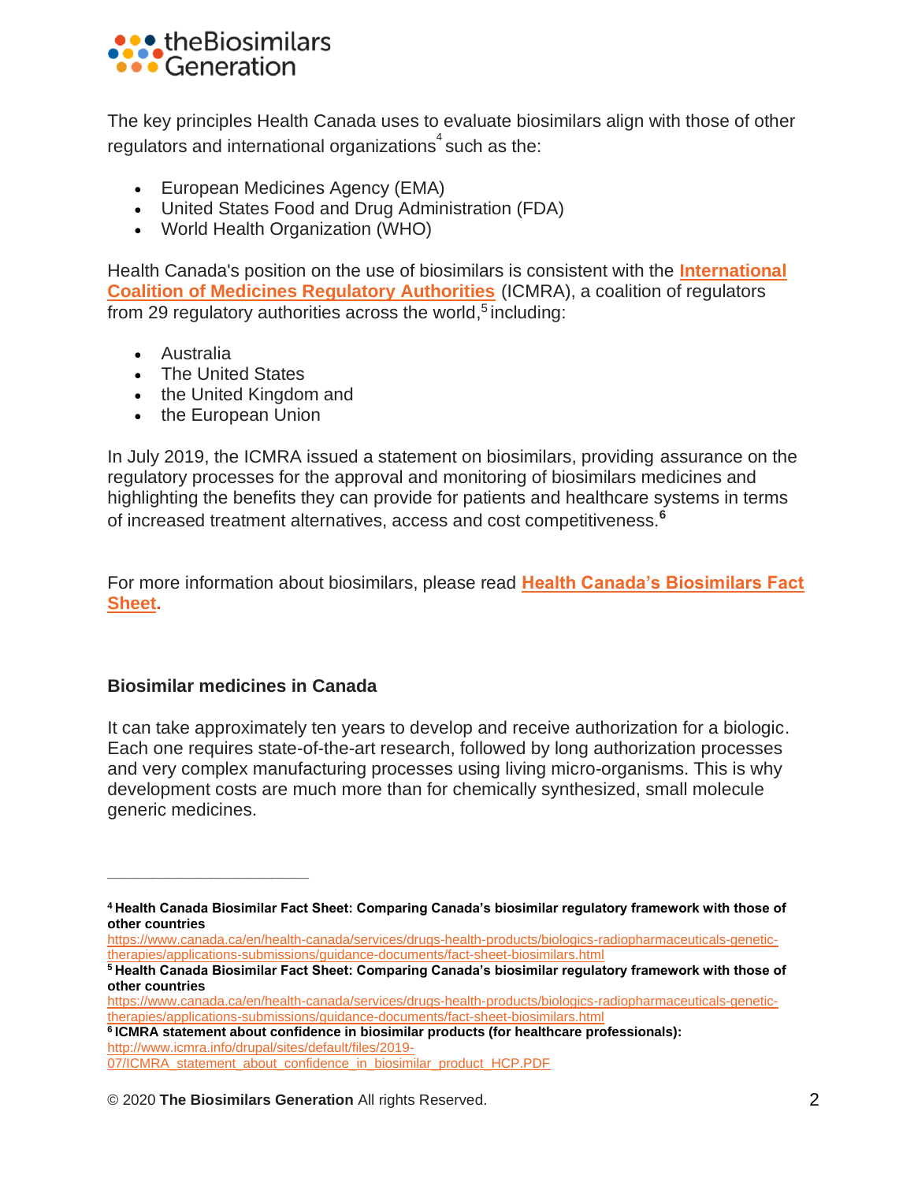The key principles Health Canada uses to evaluate biosimilars align with those of other regulators and international organizations[4] such as the:

- European Medicines Agency (EMA)
- United States Food and Drug Administration (FDA)
- World Health Organization (WHO)

Health Canada's position on the use of biosimilars is consistent with the **International Coalition of Medicines Regulatory Authorities** (ICMRA), a coalition of regulators from 29 regulatory authorities across the world,[5] including:

- Australia
- The United States
- the United Kingdom and
- the European Union

In July 2019, the ICMRA issued a statement on biosimilars, providing assurance on the regulatory processes for the approval and monitoring of biosimilars medicines and highlighting the benefits they can provide for patients and healthcare systems in terms of increased treatment alternatives, access and cost competitiveness.[6]

For more information about biosimilars, please read **Health Canada's Biosimilars Fact Sheet.**

### Biosimilar medicines in Canada

It can take approximately ten years to develop and receive authorization for a biologic. Each one requires state-of-the-art research, followed by long authorization processes and very complex manufacturing processes using living micro-organisms. This is why development costs are much more than for chemically synthesized, small molecule generic medicines.

---

[4] **Health Canada Biosimilar Fact Sheet: Comparing Canada's biosimilar regulatory framework with those of other countries**
https://www.canada.ca/en/health-canada/services/drugs-health-products/biologics-radiopharmaceuticals-genetic-therapies/applications-submissions/guidance-documents/fact-sheet-biosimilars.html

[5] **Health Canada Biosimilar Fact Sheet: Comparing Canada's biosimilar regulatory framework with those of other countries**
https://www.canada.ca/en/health-canada/services/drugs-health-products/biologics-radiopharmaceuticals-genetic-therapies/applications-submissions/guidance-documents/fact-sheet-biosimilars.html

[6] **ICMRA statement about confidence in biosimilar products (for healthcare professionals):**
http://www.icmra.info/drupal/sites/default/files/2019-07/ICMRA_statement_about_confidence_in_biosimilar_product_HCP.PDF

© 2020 **The Biosimilars Generation** All rights Reserved.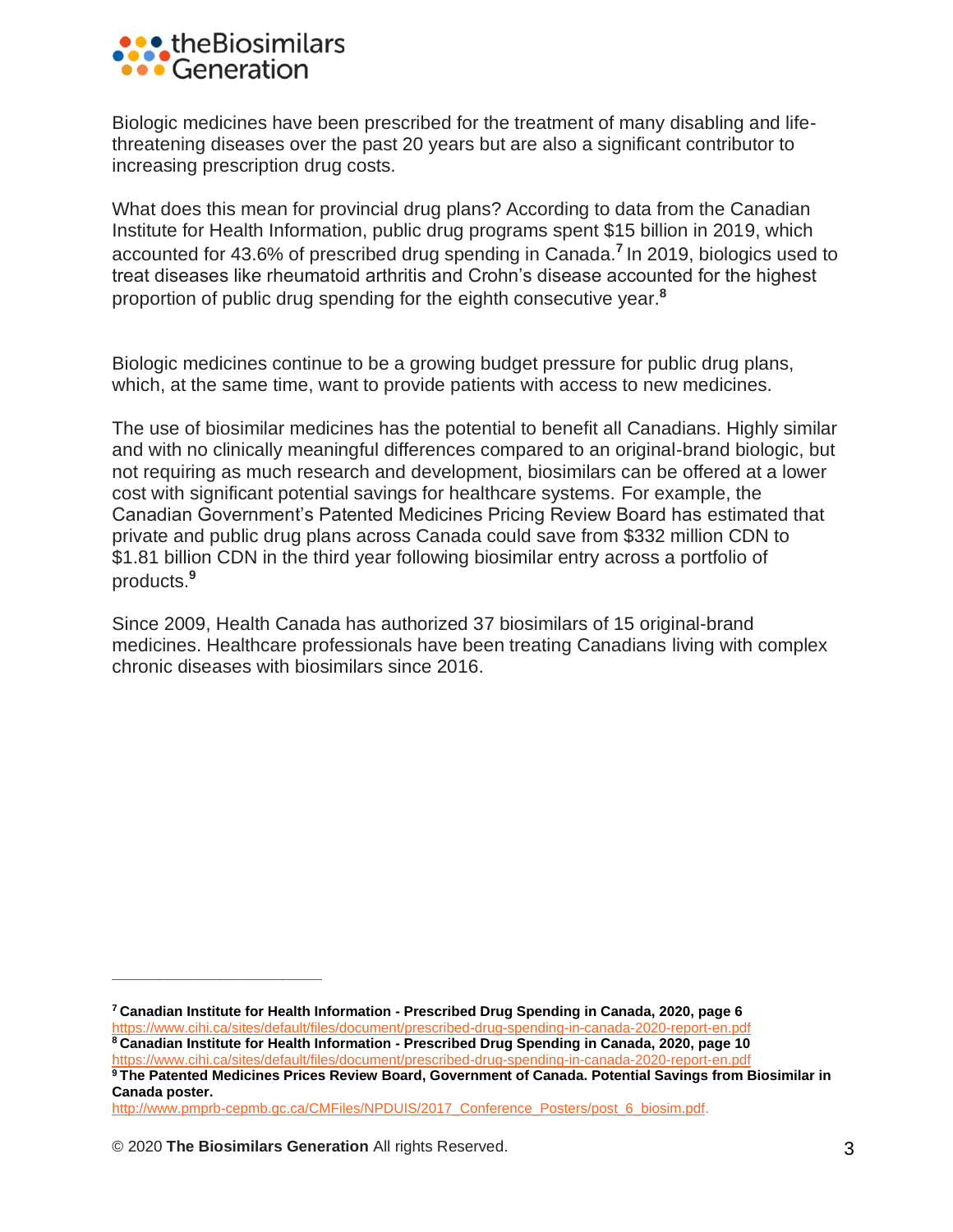Biologic medicines have been prescribed for the treatment of many disabling and life-threatening diseases over the past 20 years but are also a significant contributor to increasing prescription drug costs.

What does this mean for provincial drug plans? According to data from the Canadian Institute for Health Information, public drug programs spent $15 billion in 2019, which accounted for 43.6% of prescribed drug spending in Canada.[7] In 2019, biologics used to treat diseases like rheumatoid arthritis and Crohn's disease accounted for the highest proportion of public drug spending for the eighth consecutive year.[8]

Biologic medicines continue to be a growing budget pressure for public drug plans, which, at the same time, want to provide patients with access to new medicines.

The use of biosimilar medicines has the potential to benefit all Canadians. Highly similar and with no clinically meaningful differences compared to an original-brand biologic, but not requiring as much research and development, biosimilars can be offered at a lower cost with significant potential savings for healthcare systems. For example, the Canadian Government's Patented Medicines Pricing Review Board has estimated that private and public drug plans across Canada could save from $332 million CDN to $1.81 billion CDN in the third year following biosimilar entry across a portfolio of products.[9]

Since 2009, Health Canada has authorized 37 biosimilars of 15 original-brand medicines. Healthcare professionals have been treating Canadians living with complex chronic diseases with biosimilars since 2016.

---

[7] **Canadian Institute for Health Information - Prescribed Drug Spending in Canada, 2020, page 6**
https://www.cihi.ca/sites/default/files/document/prescribed-drug-spending-in-canada-2020-report-en.pdf

[8] **Canadian Institute for Health Information - Prescribed Drug Spending in Canada, 2020, page 10**
https://www.cihi.ca/sites/default/files/document/prescribed-drug-spending-in-canada-2020-report-en.pdf

[9] **The Patented Medicines Prices Review Board, Government of Canada. Potential Savings from Biosimilar in Canada poster.**
http://www.pmprb-cepmb.gc.ca/CMFiles/NPDUIS/2017_Conference_Posters/post_6_biosim.pdf.

© 2020 **The Biosimilars Generation** All rights Reserved.